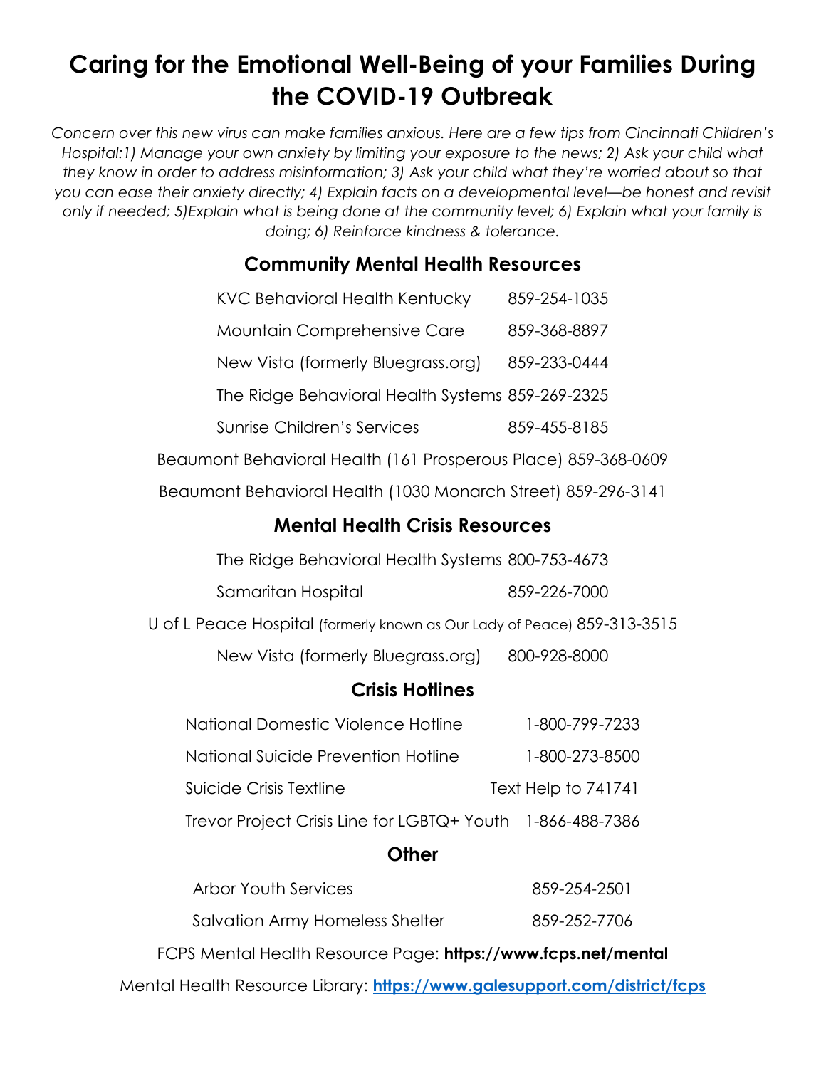# Caring for the Emotional Well-Being of your Families During the COVID-19 Outbreak

*Concern over this new virus can make families anxious. Here are a few tips from Cincinnati Children's Hospital:1) Manage your own anxiety by limiting your exposure to the news; 2) Ask your child what they know in order to address misinformation; 3) Ask your child what they're worried about so that you can ease their anxiety directly; 4) Explain facts on a developmental level—be honest and revisit only if needed; 5)Explain what is being done at the community level; 6) Explain what your family is doing; 6) Reinforce kindness & tolerance.*

## Community Mental Health Resources

| Resource | Phone |
| --- | --- |
| KVC Behavioral Health Kentucky | 859-254-1035 |
| Mountain Comprehensive Care | 859-368-8897 |
| New Vista (formerly Bluegrass.org) | 859-233-0444 |
| The Ridge Behavioral Health Systems | 859-269-2325 |
| Sunrise Children's Services | 859-455-8185 |
| Beaumont Behavioral Health (161 Prosperous Place) | 859-368-0609 |
| Beaumont Behavioral Health (1030 Monarch Street) | 859-296-3141 |

## Mental Health Crisis Resources

| Resource | Phone |
| --- | --- |
| The Ridge Behavioral Health Systems | 800-753-4673 |
| Samaritan Hospital | 859-226-7000 |
| U of L Peace Hospital (formerly known as Our Lady of Peace) | 859-313-3515 |
| New Vista (formerly Bluegrass.org) | 800-928-8000 |

## Crisis Hotlines

| Resource | Phone |
| --- | --- |
| National Domestic Violence Hotline | 1-800-799-7233 |
| National Suicide Prevention Hotline | 1-800-273-8500 |
| Suicide Crisis Textline | Text Help to 741741 |
| Trevor Project Crisis Line for LGBTQ+ Youth | 1-866-488-7386 |

## Other

| Resource | Phone |
| --- | --- |
| Arbor Youth Services | 859-254-2501 |
| Salvation Army Homeless Shelter | 859-252-7706 |

FCPS Mental Health Resource Page: **https://www.fcps.net/mental**

Mental Health Resource Library: **https://www.galesupport.com/district/fcps**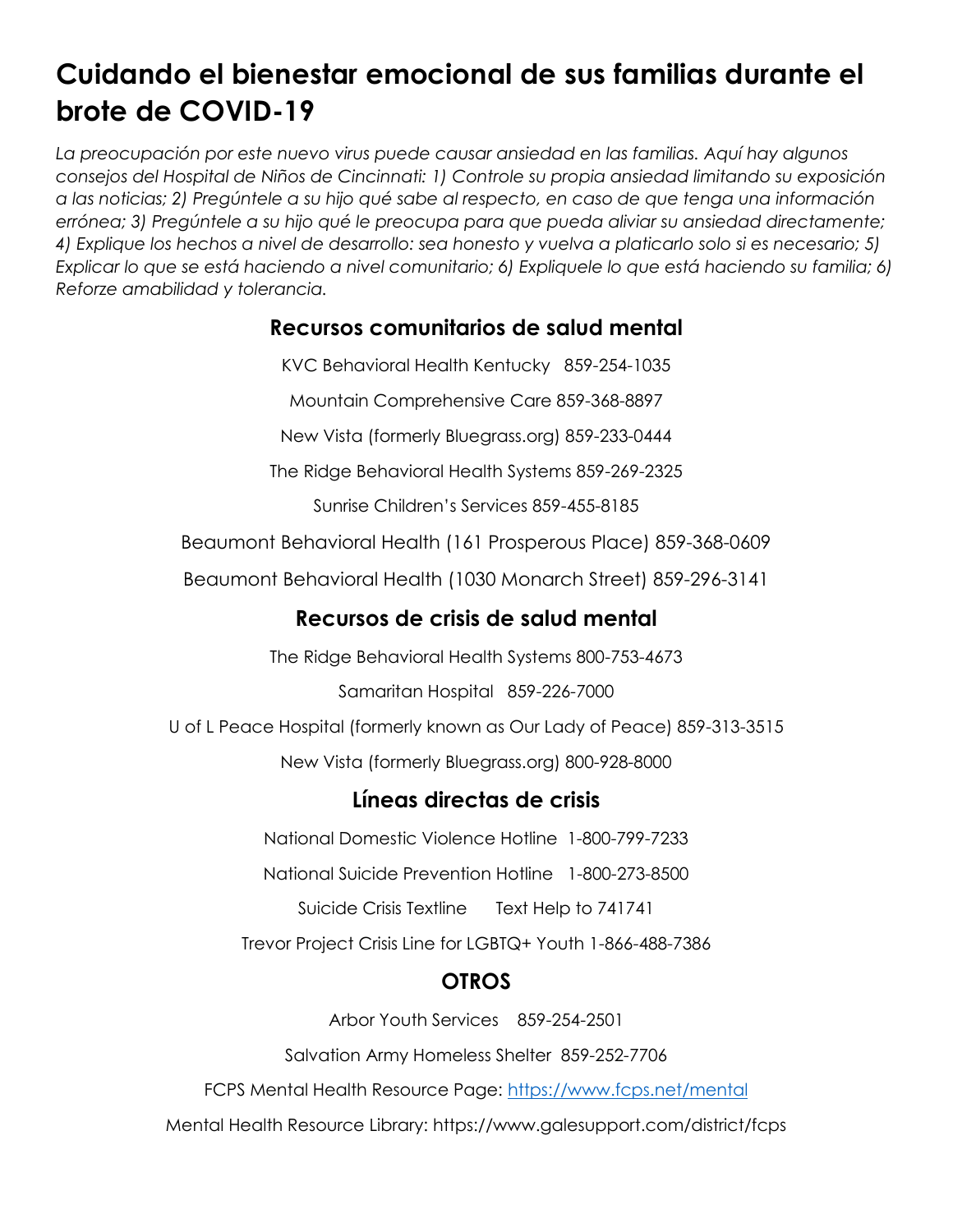# Cuidando el bienestar emocional de sus familias durante el brote de COVID-19

*La preocupación por este nuevo virus puede causar ansiedad en las familias. Aquí hay algunos consejos del Hospital de Niños de Cincinnati: 1) Controle su propia ansiedad limitando su exposición a las noticias; 2) Pregúntele a su hijo qué sabe al respecto, en caso de que tenga una información errónea; 3) Pregúntele a su hijo qué le preocupa para que pueda aliviar su ansiedad directamente; 4) Explique los hechos a nivel de desarrollo: sea honesto y vuelva a platicarlo solo si es necesario; 5) Explicar lo que se está haciendo a nivel comunitario; 6) Expliquele lo que está haciendo su familia; 6) Reforze amabilidad y tolerancia.*

## Recursos comunitarios de salud mental

KVC Behavioral Health Kentucky 859-254-1035

Mountain Comprehensive Care 859-368-8897

New Vista (formerly Bluegrass.org) 859-233-0444

The Ridge Behavioral Health Systems 859-269-2325

Sunrise Children's Services 859-455-8185

Beaumont Behavioral Health (161 Prosperous Place) 859-368-0609

Beaumont Behavioral Health (1030 Monarch Street) 859-296-3141

## Recursos de crisis de salud mental

The Ridge Behavioral Health Systems 800-753-4673

Samaritan Hospital 859-226-7000

U of L Peace Hospital (formerly known as Our Lady of Peace) 859-313-3515

New Vista (formerly Bluegrass.org) 800-928-8000

## Líneas directas de crisis

National Domestic Violence Hotline 1-800-799-7233

National Suicide Prevention Hotline 1-800-273-8500

Suicide Crisis Textline Text Help to 741741

Trevor Project Crisis Line for LGBTQ+ Youth 1-866-488-7386

## OTROS

Arbor Youth Services 859-254-2501

Salvation Army Homeless Shelter 859-252-7706

FCPS Mental Health Resource Page: https://www.fcps.net/mental

Mental Health Resource Library: https://www.galesupport.com/district/fcps